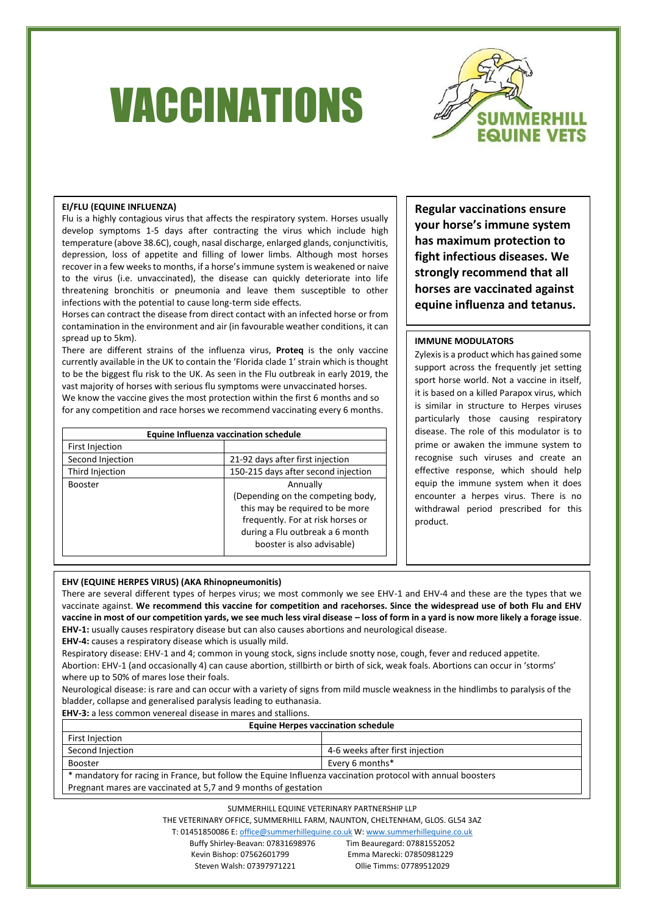# VACCINATIONS

SUMMERHILL EQUINE VETS

### EI/FLU (EQUINE INFLUENZA)

Flu is a highly contagious virus that affects the respiratory system. Horses usually develop symptoms 1-5 days after contracting the virus which include high temperature (above 38.6C), cough, nasal discharge, enlarged glands, conjunctivitis, depression, loss of appetite and filling of lower limbs. Although most horses recover in a few weeks to months, if a horse's immune system is weakened or naive to the virus (i.e. unvaccinated), the disease can quickly deteriorate into life threatening bronchitis or pneumonia and leave them susceptible to other infections with the potential to cause long-term side effects.

Horses can contract the disease from direct contact with an infected horse or from contamination in the environment and air (in favourable weather conditions, it can spread up to 5km).

There are different strains of the influenza virus, **Proteq** is the only vaccine currently available in the UK to contain the 'Florida clade 1' strain which is thought to be the biggest flu risk to the UK. As seen in the Flu outbreak in early 2019, the vast majority of horses with serious flu symptoms were unvaccinated horses.

We know the vaccine gives the most protection within the first 6 months and so for any competition and race horses we recommend vaccinating every 6 months.

| Equine Influenza vaccination schedule | |
|---|---|
| First Injection | |
| Second Injection | 21-92 days after first injection |
| Third Injection | 150-215 days after second injection |
| Booster | Annually (Depending on the competing body, this may be required to be more frequently. For at risk horses or during a Flu outbreak a 6 month booster is also advisable) |

**Regular vaccinations ensure your horse's immune system has maximum protection to fight infectious diseases. We strongly recommend that all horses are vaccinated against equine influenza and tetanus.**

### IMMUNE MODULATORS

Zylexis is a product which has gained some support across the frequently jet setting sport horse world. Not a vaccine in itself, it is based on a killed Parapox virus, which is similar in structure to Herpes viruses particularly those causing respiratory disease. The role of this modulator is to prime or awaken the immune system to recognise such viruses and create an effective response, which should help equip the immune system when it does encounter a herpes virus. There is no withdrawal period prescribed for this product.

### EHV (EQUINE HERPES VIRUS) (AKA Rhinopneumonitis)

There are several different types of herpes virus; we most commonly we see EHV-1 and EHV-4 and these are the types that we vaccinate against. **We recommend this vaccine for competition and racehorses. Since the widespread use of both Flu and EHV vaccine in most of our competition yards, we see much less viral disease – loss of form in a yard is now more likely a forage issue**.

**EHV-1:** usually causes respiratory disease but can also causes abortions and neurological disease.

**EHV-4:** causes a respiratory disease which is usually mild.

Respiratory disease: EHV-1 and 4; common in young stock, signs include snotty nose, cough, fever and reduced appetite.

Abortion: EHV-1 (and occasionally 4) can cause abortion, stillbirth or birth of sick, weak foals. Abortions can occur in 'storms' where up to 50% of mares lose their foals.

Neurological disease: is rare and can occur with a variety of signs from mild muscle weakness in the hindlimbs to paralysis of the bladder, collapse and generalised paralysis leading to euthanasia.

**EHV-3:** a less common venereal disease in mares and stallions.

| Equine Herpes vaccination schedule | |
|---|---|
| First Injection | |
| Second Injection | 4-6 weeks after first injection |
| Booster | Every 6 months* |
| * mandatory for racing in France, but follow the Equine Influenza vaccination protocol with annual boosters | |
| Pregnant mares are vaccinated at 5,7 and 9 months of gestation | |

SUMMERHILL EQUINE VETERINARY PARTNERSHIP LLP
THE VETERINARY OFFICE, SUMMERHILL FARM, NAUNTON, CHELTENHAM, GLOS. GL54 3AZ
T: 01451850086 E: office@summerhillequine.co.uk W: www.summerhillequine.co.uk

Buffy Shirley-Beavan: 07831698976
Tim Beauregard: 07881552052
Kevin Bishop: 07562601799
Emma Marecki: 07850981229
Steven Walsh: 07397971221
Ollie Timms: 07789512029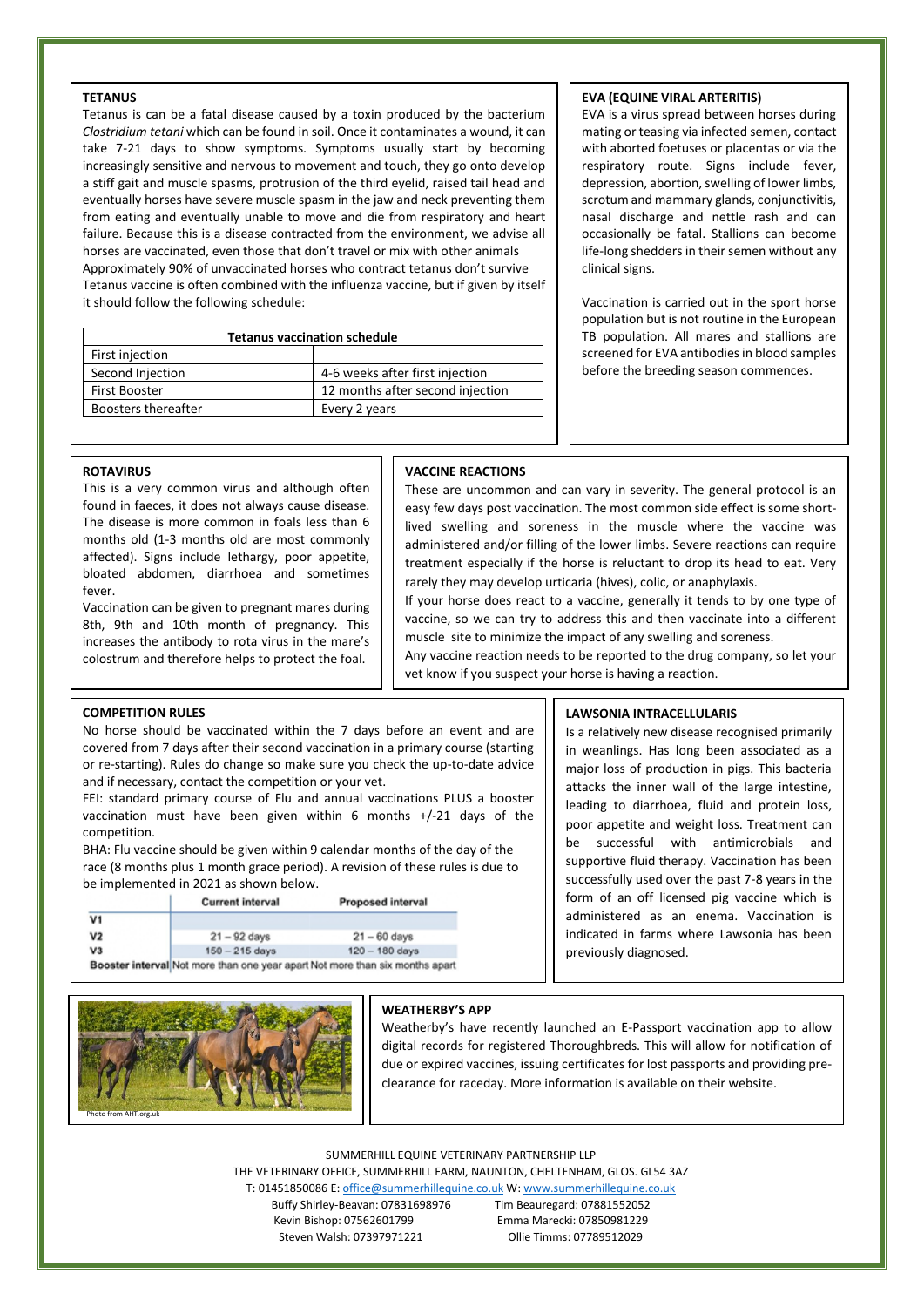## TETANUS

Tetanus is can be a fatal disease caused by a toxin produced by the bacterium *Clostridium tetani* which can be found in soil. Once it contaminates a wound, it can take 7-21 days to show symptoms. Symptoms usually start by becoming increasingly sensitive and nervous to movement and touch, they go onto develop a stiff gait and muscle spasms, protrusion of the third eyelid, raised tail head and eventually horses have severe muscle spasm in the jaw and neck preventing them from eating and eventually unable to move and die from respiratory and heart failure. Because this is a disease contracted from the environment, we advise all horses are vaccinated, even those that don't travel or mix with other animals Approximately 90% of unvaccinated horses who contract tetanus don't survive Tetanus vaccine is often combined with the influenza vaccine, but if given by itself it should follow the following schedule:

| Tetanus vaccination schedule | |
|---|---|
| First injection | |
| Second Injection | 4-6 weeks after first injection |
| First Booster | 12 months after second injection |
| Boosters thereafter | Every 2 years |

## EVA (EQUINE VIRAL ARTERITIS)

EVA is a virus spread between horses during mating or teasing via infected semen, contact with aborted foetuses or placentas or via the respiratory route. Signs include fever, depression, abortion, swelling of lower limbs, scrotum and mammary glands, conjunctivitis, nasal discharge and nettle rash and can occasionally be fatal. Stallions can become life-long shedders in their semen without any clinical signs.

Vaccination is carried out in the sport horse population but is not routine in the European TB population. All mares and stallions are screened for EVA antibodies in blood samples before the breeding season commences.

## ROTAVIRUS

This is a very common virus and although often found in faeces, it does not always cause disease. The disease is more common in foals less than 6 months old (1-3 months old are most commonly affected). Signs include lethargy, poor appetite, bloated abdomen, diarrhoea and sometimes fever.

Vaccination can be given to pregnant mares during 8th, 9th and 10th month of pregnancy. This increases the antibody to rota virus in the mare's colostrum and therefore helps to protect the foal.

## VACCINE REACTIONS

These are uncommon and can vary in severity. The general protocol is an easy few days post vaccination. The most common side effect is some short-lived swelling and soreness in the muscle where the vaccine was administered and/or filling of the lower limbs. Severe reactions can require treatment especially if the horse is reluctant to drop its head to eat. Very rarely they may develop urticaria (hives), colic, or anaphylaxis.

If your horse does react to a vaccine, generally it tends to by one type of vaccine, so we can try to address this and then vaccinate into a different muscle site to minimize the impact of any swelling and soreness.

Any vaccine reaction needs to be reported to the drug company, so let your vet know if you suspect your horse is having a reaction.

## COMPETITION RULES

No horse should be vaccinated within the 7 days before an event and are covered from 7 days after their second vaccination in a primary course (starting or re-starting). Rules do change so make sure you check the up-to-date advice and if necessary, contact the competition or your vet.

FEI: standard primary course of Flu and annual vaccinations PLUS a booster vaccination must have been given within 6 months +/-21 days of the competition.

BHA: Flu vaccine should be given within 9 calendar months of the day of the race (8 months plus 1 month grace period). A revision of these rules is due to be implemented in 2021 as shown below.

| | Current interval | Proposed interval |
|---|---|---|
| V1 | | |
| V2 | 21 – 92 days | 21 – 60 days |
| V3 | 150 – 215 days | 120 – 180 days |
| Booster interval | Not more than one year apart | Not more than six months apart |

## LAWSONIA INTRACELLULARIS

Is a relatively new disease recognised primarily in weanlings. Has long been associated as a major loss of production in pigs. This bacteria attacks the inner wall of the large intestine, leading to diarrhoea, fluid and protein loss, poor appetite and weight loss. Treatment can be successful with antimicrobials and supportive fluid therapy. Vaccination has been successfully used over the past 7-8 years in the form of an off licensed pig vaccine which is administered as an enema. Vaccination is indicated in farms where Lawsonia has been previously diagnosed.

Photo from AHT.org.uk

## WEATHERBY'S APP

Weatherby's have recently launched an E-Passport vaccination app to allow digital records for registered Thoroughbreds. This will allow for notification of due or expired vaccines, issuing certificates for lost passports and providing pre-clearance for raceday. More information is available on their website.

SUMMERHILL EQUINE VETERINARY PARTNERSHIP LLP
THE VETERINARY OFFICE, SUMMERHILL FARM, NAUNTON, CHELTENHAM, GLOS. GL54 3AZ
T: 01451850086 E: office@summerhillequine.co.uk W: www.summerhillequine.co.uk

Buffy Shirley-Beavan: 07831698976 Tim Beauregard: 07881552052
Kevin Bishop: 07562601799 Emma Marecki: 07850981229
Steven Walsh: 07397971221 Ollie Timms: 07789512029